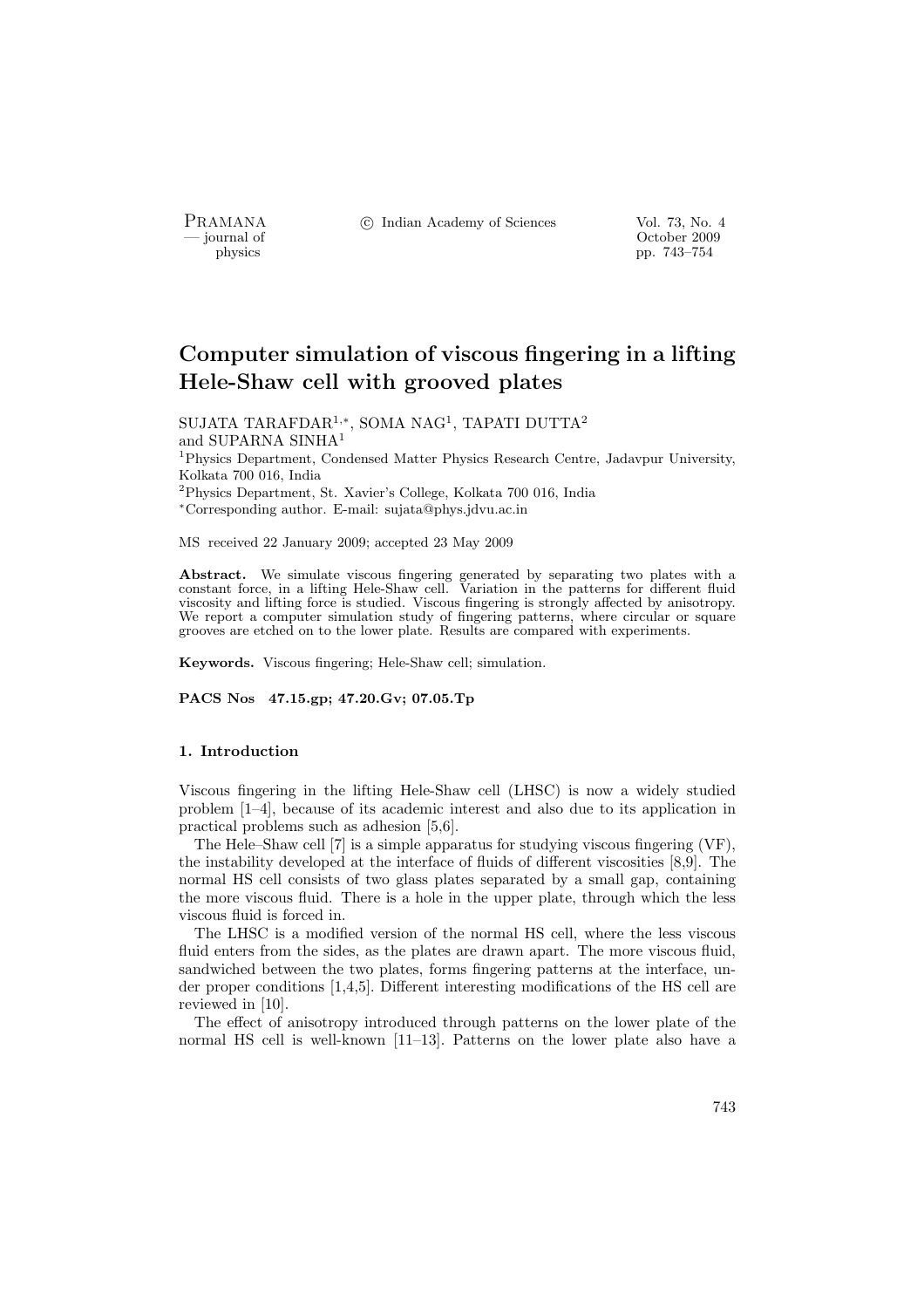# Computer simulation of viscous fingering in a lifting Hele-Shaw cell with grooved plates

SUJATA TARAFDAR[1,*], SOMA NAG[1], TAPATI DUTTA[2] and SUPARNA SINHA[1]

[1]Physics Department, Condensed Matter Physics Research Centre, Jadavpur University, Kolkata 700 016, India

[2]Physics Department, St. Xavier's College, Kolkata 700 016, India

*Corresponding author. E-mail: sujata@phys.jdvu.ac.in

MS received 22 January 2009; accepted 23 May 2009

**Abstract.** We simulate viscous fingering generated by separating two plates with a constant force, in a lifting Hele-Shaw cell. Variation in the patterns for different fluid viscosity and lifting force is studied. Viscous fingering is strongly affected by anisotropy. We report a computer simulation study of fingering patterns, where circular or square grooves are etched on to the lower plate. Results are compared with experiments.

**Keywords.** Viscous fingering; Hele-Shaw cell; simulation.

**PACS Nos 47.15.gp; 47.20.Gv; 07.05.Tp**

## 1. Introduction

Viscous fingering in the lifting Hele-Shaw cell (LHSC) is now a widely studied problem [1–4], because of its academic interest and also due to its application in practical problems such as adhesion [5,6].

The Hele–Shaw cell [7] is a simple apparatus for studying viscous fingering (VF), the instability developed at the interface of fluids of different viscosities [8,9]. The normal HS cell consists of two glass plates separated by a small gap, containing the more viscous fluid. There is a hole in the upper plate, through which the less viscous fluid is forced in.

The LHSC is a modified version of the normal HS cell, where the less viscous fluid enters from the sides, as the plates are drawn apart. The more viscous fluid, sandwiched between the two plates, forms fingering patterns at the interface, under proper conditions [1,4,5]. Different interesting modifications of the HS cell are reviewed in [10].

The effect of anisotropy introduced through patterns on the lower plate of the normal HS cell is well-known [11–13]. Patterns on the lower plate also have a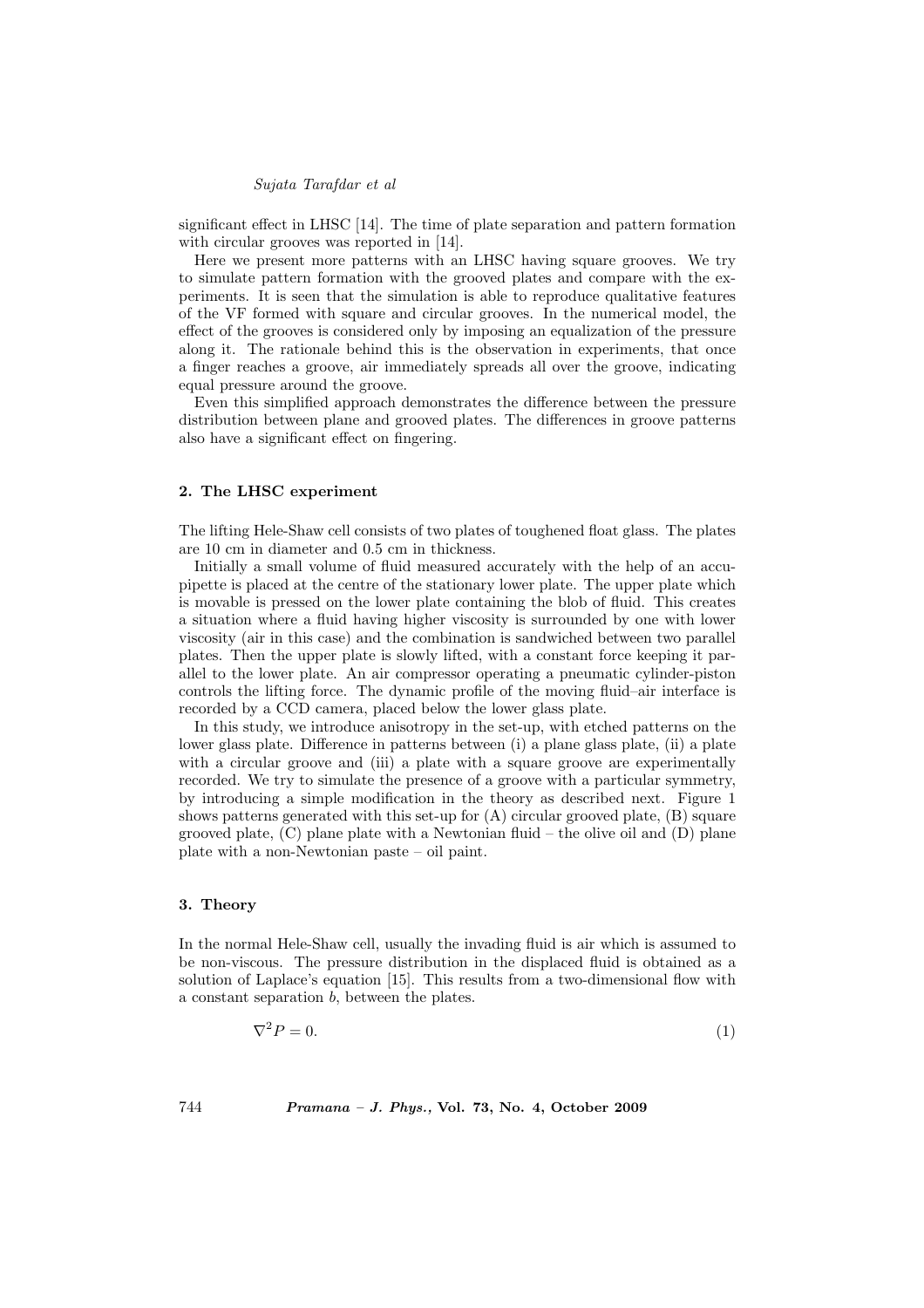significant effect in LHSC [14]. The time of plate separation and pattern formation with circular grooves was reported in [14].

Here we present more patterns with an LHSC having square grooves. We try to simulate pattern formation with the grooved plates and compare with the experiments. It is seen that the simulation is able to reproduce qualitative features of the VF formed with square and circular grooves. In the numerical model, the effect of the grooves is considered only by imposing an equalization of the pressure along it. The rationale behind this is the observation in experiments, that once a finger reaches a groove, air immediately spreads all over the groove, indicating equal pressure around the groove.

Even this simplified approach demonstrates the difference between the pressure distribution between plane and grooved plates. The differences in groove patterns also have a significant effect on fingering.

## 2. The LHSC experiment

The lifting Hele-Shaw cell consists of two plates of toughened float glass. The plates are 10 cm in diameter and 0.5 cm in thickness.

Initially a small volume of fluid measured accurately with the help of an accupipette is placed at the centre of the stationary lower plate. The upper plate which is movable is pressed on the lower plate containing the blob of fluid. This creates a situation where a fluid having higher viscosity is surrounded by one with lower viscosity (air in this case) and the combination is sandwiched between two parallel plates. Then the upper plate is slowly lifted, with a constant force keeping it parallel to the lower plate. An air compressor operating a pneumatic cylinder-piston controls the lifting force. The dynamic profile of the moving fluid–air interface is recorded by a CCD camera, placed below the lower glass plate.

In this study, we introduce anisotropy in the set-up, with etched patterns on the lower glass plate. Difference in patterns between (i) a plane glass plate, (ii) a plate with a circular groove and (iii) a plate with a square groove are experimentally recorded. We try to simulate the presence of a groove with a particular symmetry, by introducing a simple modification in the theory as described next. Figure 1 shows patterns generated with this set-up for (A) circular grooved plate, (B) square grooved plate, (C) plane plate with a Newtonian fluid – the olive oil and (D) plane plate with a non-Newtonian paste – oil paint.

## 3. Theory

In the normal Hele-Shaw cell, usually the invading fluid is air which is assumed to be non-viscous. The pressure distribution in the displaced fluid is obtained as a solution of Laplace's equation [15]. This results from a two-dimensional flow with a constant separation $b$, between the plates.

$$\nabla^2 P = 0. \tag{1}$$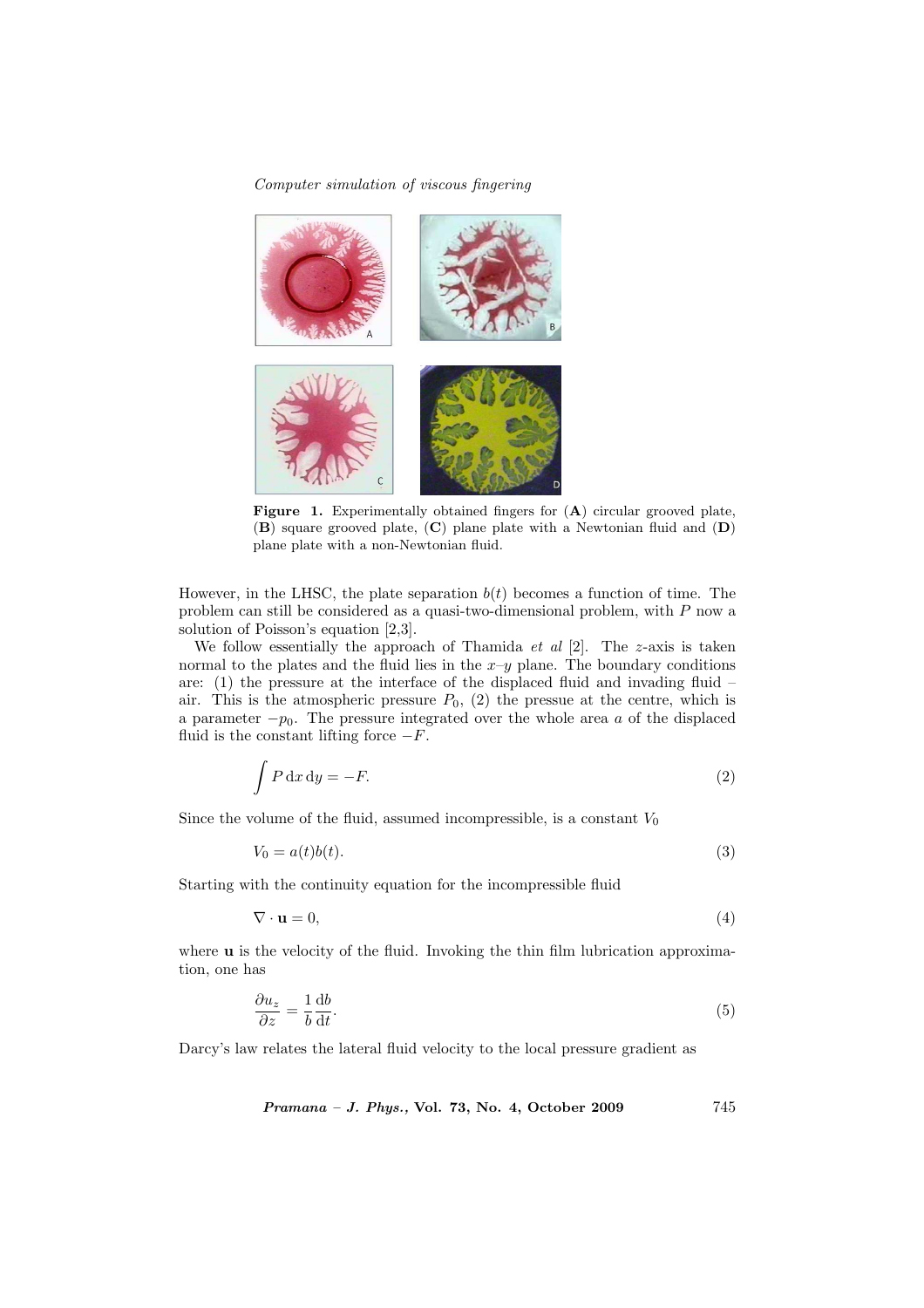**Figure 1.** Experimentally obtained fingers for (**A**) circular grooved plate, (**B**) square grooved plate, (**C**) plane plate with a Newtonian fluid and (**D**) plane plate with a non-Newtonian fluid.

However, in the LHSC, the plate separation $b(t)$ becomes a function of time. The problem can still be considered as a quasi-two-dimensional problem, with $P$ now a solution of Poisson's equation [2,3].

We follow essentially the approach of Thamida *et al* [2]. The $z$-axis is taken normal to the plates and the fluid lies in the $x$–$y$ plane. The boundary conditions are: (1) the pressure at the interface of the displaced fluid and invading fluid – air. This is the atmospheric pressure $P_0$, (2) the pressue at the centre, which is a parameter $-p_0$. The pressure integrated over the whole area $a$ of the displaced fluid is the constant lifting force $-F$.

$$\int P \, \mathrm{d}x \, \mathrm{d}y = -F. \tag{2}$$

Since the volume of the fluid, assumed incompressible, is a constant $V_0$

$$V_0 = a(t)b(t). \tag{3}$$

Starting with the continuity equation for the incompressible fluid

$$\nabla \cdot \mathbf{u} = 0, \tag{4}$$

where $\mathbf{u}$ is the velocity of the fluid. Invoking the thin film lubrication approximation, one has

$$\frac{\partial u_z}{\partial z} = \frac{1}{b} \frac{\mathrm{d}b}{\mathrm{d}t}. \tag{5}$$

Darcy's law relates the lateral fluid velocity to the local pressure gradient as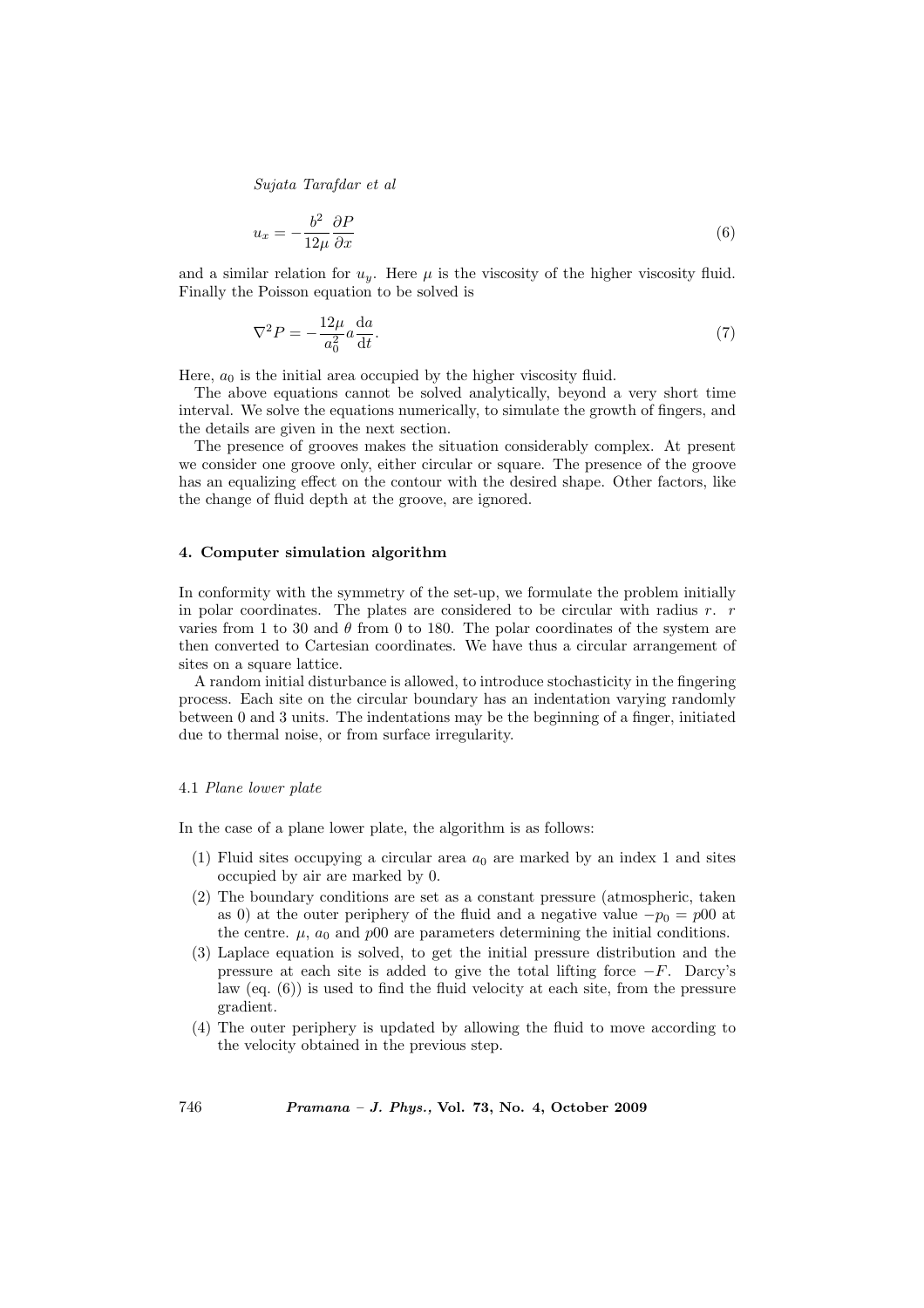$$u_x = -\frac{b^2}{12\mu}\frac{\partial P}{\partial x} \tag{6}$$

and a similar relation for $u_y$. Here $\mu$ is the viscosity of the higher viscosity fluid. Finally the Poisson equation to be solved is

$$\nabla^2 P = -\frac{12\mu}{a_0^2} a \frac{\mathrm{d}a}{\mathrm{d}t}. \tag{7}$$

Here, $a_0$ is the initial area occupied by the higher viscosity fluid.

The above equations cannot be solved analytically, beyond a very short time interval. We solve the equations numerically, to simulate the growth of fingers, and the details are given in the next section.

The presence of grooves makes the situation considerably complex. At present we consider one groove only, either circular or square. The presence of the groove has an equalizing effect on the contour with the desired shape. Other factors, like the change of fluid depth at the groove, are ignored.

## 4. Computer simulation algorithm

In conformity with the symmetry of the set-up, we formulate the problem initially in polar coordinates. The plates are considered to be circular with radius $r$. $r$ varies from 1 to 30 and $\theta$ from 0 to 180. The polar coordinates of the system are then converted to Cartesian coordinates. We have thus a circular arrangement of sites on a square lattice.

A random initial disturbance is allowed, to introduce stochasticity in the fingering process. Each site on the circular boundary has an indentation varying randomly between 0 and 3 units. The indentations may be the beginning of a finger, initiated due to thermal noise, or from surface irregularity.

### 4.1 *Plane lower plate*

In the case of a plane lower plate, the algorithm is as follows:

(1) Fluid sites occupying a circular area $a_0$ are marked by an index 1 and sites occupied by air are marked by 0.

(2) The boundary conditions are set as a constant pressure (atmospheric, taken as 0) at the outer periphery of the fluid and a negative value $-p_0 = p00$ at the centre. $\mu$, $a_0$ and $p00$ are parameters determining the initial conditions.

(3) Laplace equation is solved, to get the initial pressure distribution and the pressure at each site is added to give the total lifting force $-F$. Darcy's law (eq. (6)) is used to find the fluid velocity at each site, from the pressure gradient.

(4) The outer periphery is updated by allowing the fluid to move according to the velocity obtained in the previous step.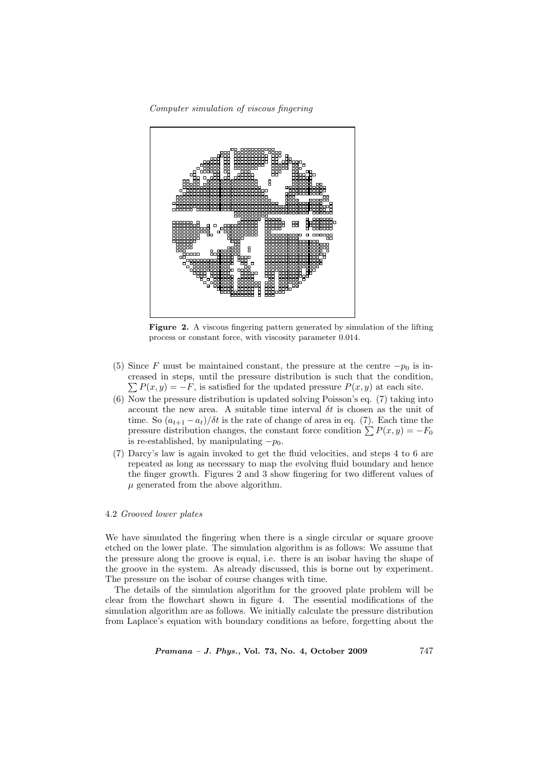**Figure 2.** A viscous fingering pattern generated by simulation of the lifting process or constant force, with viscosity parameter 0.014.

(5) Since $F$ must be maintained constant, the pressure at the centre $-p_0$ is increased in steps, until the pressure distribution is such that the condition, $\sum P(x,y) = -F$, is satisfied for the updated pressure $P(x,y)$ at each site.

(6) Now the pressure distribution is updated solving Poisson's eq. (7) taking into account the new area. A suitable time interval $\delta t$ is chosen as the unit of time. So $(a_{t+1} - a_t)/\delta t$ is the rate of change of area in eq. (7). Each time the pressure distribution changes, the constant force condition $\sum P(x,y) = -F_0$ is re-established, by manipulating $-p_0$.

(7) Darcy's law is again invoked to get the fluid velocities, and steps 4 to 6 are repeated as long as necessary to map the evolving fluid boundary and hence the finger growth. Figures 2 and 3 show fingering for two different values of $\mu$ generated from the above algorithm.

### 4.2 *Grooved lower plates*

We have simulated the fingering when there is a single circular or square groove etched on the lower plate. The simulation algorithm is as follows: We assume that the pressure along the groove is equal, i.e. there is an isobar having the shape of the groove in the system. As already discussed, this is borne out by experiment. The pressure on the isobar of course changes with time.

The details of the simulation algorithm for the grooved plate problem will be clear from the flowchart shown in figure 4. The essential modifications of the simulation algorithm are as follows. We initially calculate the pressure distribution from Laplace's equation with boundary conditions as before, forgetting about the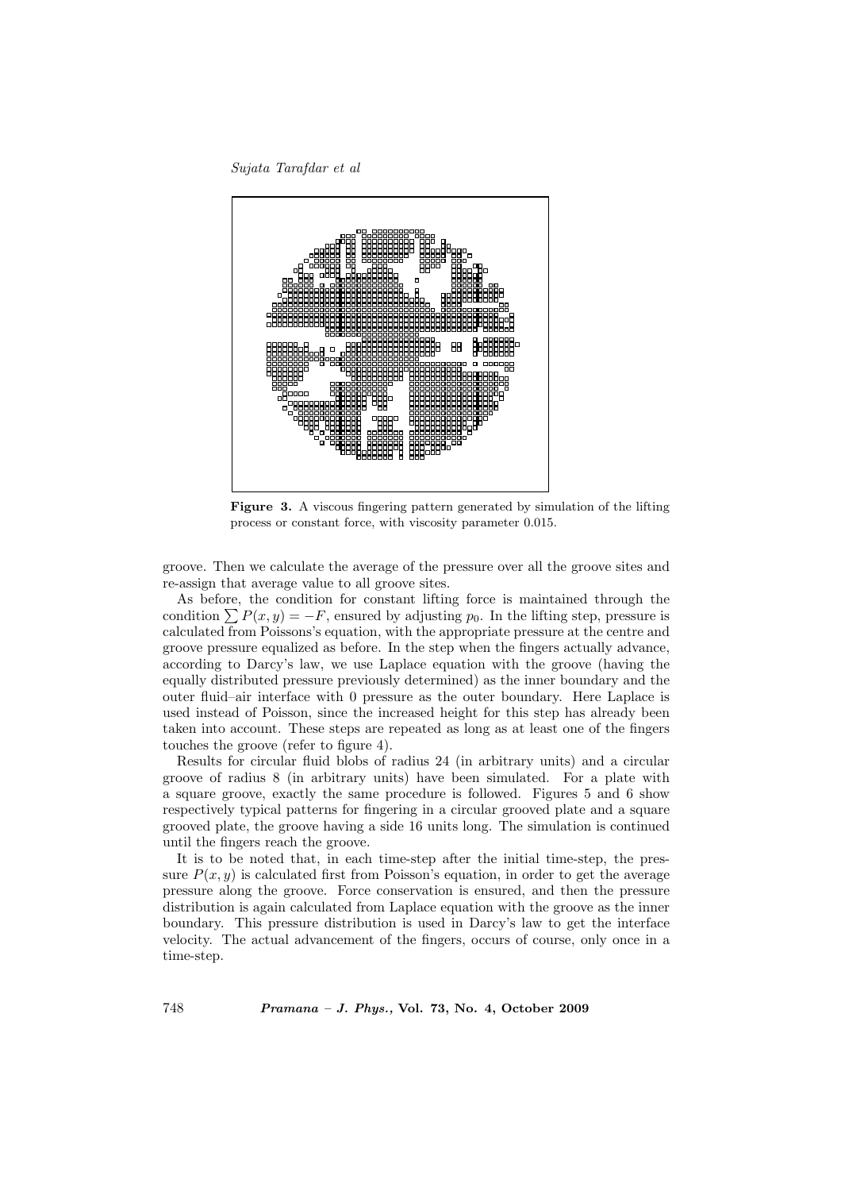**Figure 3.** A viscous fingering pattern generated by simulation of the lifting process or constant force, with viscosity parameter 0.015.

groove. Then we calculate the average of the pressure over all the groove sites and re-assign that average value to all groove sites.

As before, the condition for constant lifting force is maintained through the condition $\sum P(x,y) = -F$, ensured by adjusting $p_0$. In the lifting step, pressure is calculated from Poissons's equation, with the appropriate pressure at the centre and groove pressure equalized as before. In the step when the fingers actually advance, according to Darcy's law, we use Laplace equation with the groove (having the equally distributed pressure previously determined) as the inner boundary and the outer fluid–air interface with 0 pressure as the outer boundary. Here Laplace is used instead of Poisson, since the increased height for this step has already been taken into account. These steps are repeated as long as at least one of the fingers touches the groove (refer to figure 4).

Results for circular fluid blobs of radius 24 (in arbitrary units) and a circular groove of radius 8 (in arbitrary units) have been simulated. For a plate with a square groove, exactly the same procedure is followed. Figures 5 and 6 show respectively typical patterns for fingering in a circular grooved plate and a square grooved plate, the groove having a side 16 units long. The simulation is continued until the fingers reach the groove.

It is to be noted that, in each time-step after the initial time-step, the pressure $P(x,y)$ is calculated first from Poisson's equation, in order to get the average pressure along the groove. Force conservation is ensured, and then the pressure distribution is again calculated from Laplace equation with the groove as the inner boundary. This pressure distribution is used in Darcy's law to get the interface velocity. The actual advancement of the fingers, occurs of course, only once in a time-step.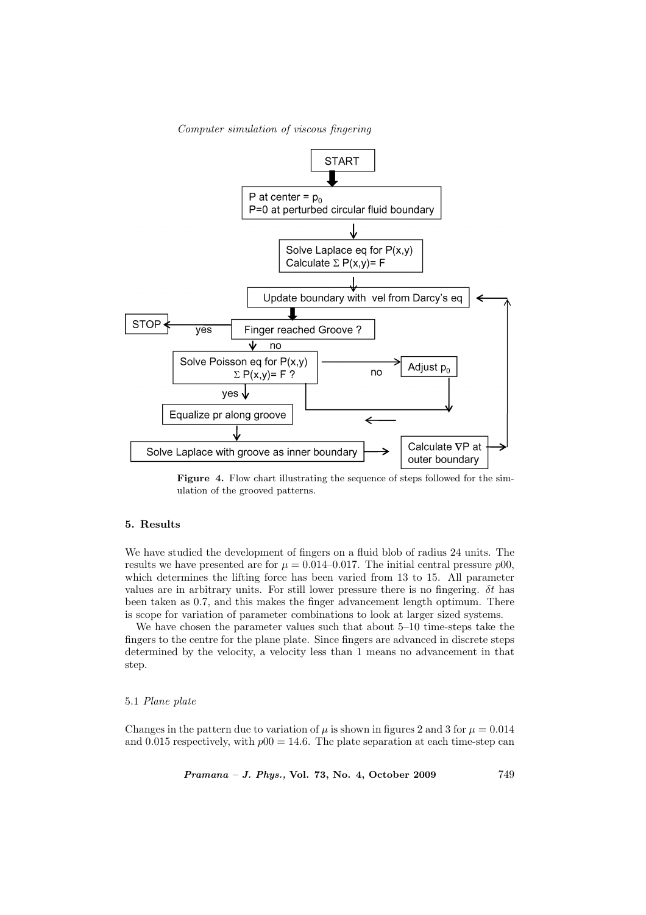START

P at center = $p_0$
P=0 at perturbed circular fluid boundary

Solve Laplace eq for P(x,y)
Calculate Σ P(x,y)= F

Update boundary with vel from Darcy's eq

Finger reached Groove ? — yes → STOP

no

Solve Poisson eq for P(x,y)
Σ P(x,y)= F ? — no → Adjust $p_0$

yes

Equalize pr along groove

Solve Laplace with groove as inner boundary

Calculate ∇P at outer boundary

**Figure 4.** Flow chart illustrating the sequence of steps followed for the simulation of the grooved patterns.

## 5. Results

We have studied the development of fingers on a fluid blob of radius 24 units. The results we have presented are for $\mu = 0.014$–$0.017$. The initial central pressure $p00$, which determines the lifting force has been varied from 13 to 15. All parameter values are in arbitrary units. For still lower pressure there is no fingering. $\delta t$ has been taken as 0.7, and this makes the finger advancement length optimum. There is scope for variation of parameter combinations to look at larger sized systems.

We have chosen the parameter values such that about 5–10 time-steps take the fingers to the centre for the plane plate. Since fingers are advanced in discrete steps determined by the velocity, a velocity less than 1 means no advancement in that step.

### 5.1 *Plane plate*

Changes in the pattern due to variation of $\mu$ is shown in figures 2 and 3 for $\mu = 0.014$ and 0.015 respectively, with $p00 = 14.6$. The plate separation at each time-step can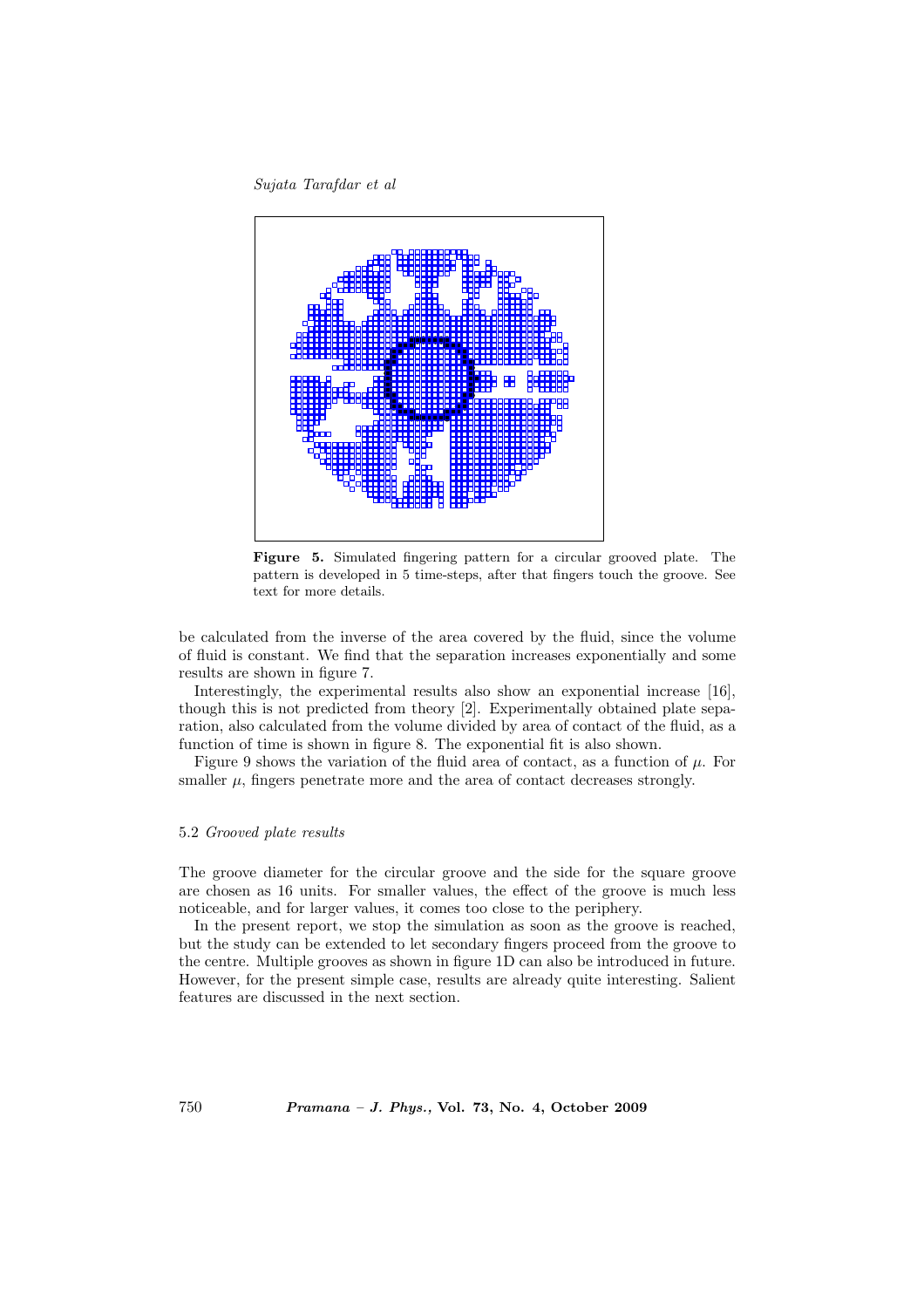**Figure 5.** Simulated fingering pattern for a circular grooved plate. The pattern is developed in 5 time-steps, after that fingers touch the groove. See text for more details.

be calculated from the inverse of the area covered by the fluid, since the volume of fluid is constant. We find that the separation increases exponentially and some results are shown in figure 7.

Interestingly, the experimental results also show an exponential increase [16], though this is not predicted from theory [2]. Experimentally obtained plate separation, also calculated from the volume divided by area of contact of the fluid, as a function of time is shown in figure 8. The exponential fit is also shown.

Figure 9 shows the variation of the fluid area of contact, as a function of $\mu$. For smaller $\mu$, fingers penetrate more and the area of contact decreases strongly.

### 5.2 *Grooved plate results*

The groove diameter for the circular groove and the side for the square groove are chosen as 16 units. For smaller values, the effect of the groove is much less noticeable, and for larger values, it comes too close to the periphery.

In the present report, we stop the simulation as soon as the groove is reached, but the study can be extended to let secondary fingers proceed from the groove to the centre. Multiple grooves as shown in figure 1D can also be introduced in future. However, for the present simple case, results are already quite interesting. Salient features are discussed in the next section.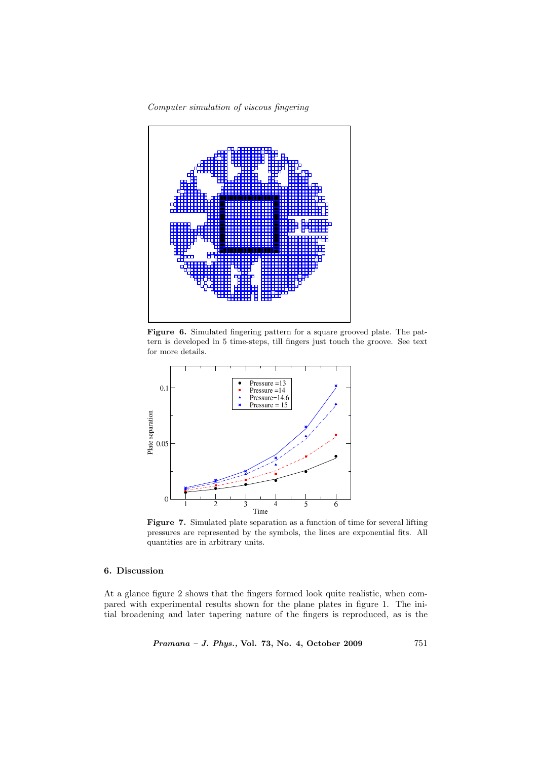**Figure 6.** Simulated fingering pattern for a square grooved plate. The pattern is developed in 5 time-steps, till fingers just touch the groove. See text for more details.

**Figure 7.** Simulated plate separation as a function of time for several lifting pressures are represented by the symbols, the lines are exponential fits. All quantities are in arbitrary units.

## 6. Discussion

At a glance figure 2 shows that the fingers formed look quite realistic, when compared with experimental results shown for the plane plates in figure 1. The initial broadening and later tapering nature of the fingers is reproduced, as is the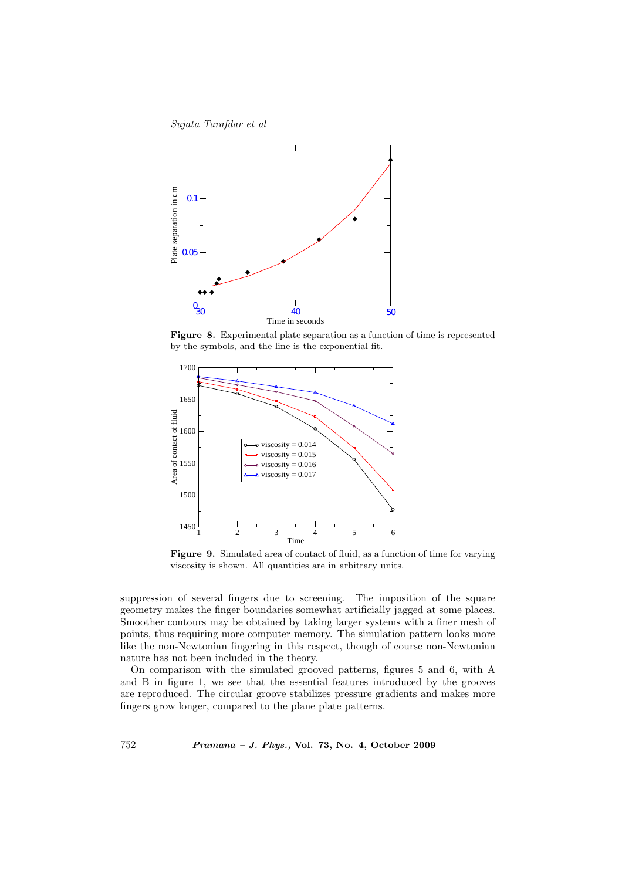**Figure 8.** Experimental plate separation as a function of time is represented by the symbols, and the line is the exponential fit.

**Figure 9.** Simulated area of contact of fluid, as a function of time for varying viscosity is shown. All quantities are in arbitrary units.

suppression of several fingers due to screening. The imposition of the square geometry makes the finger boundaries somewhat artificially jagged at some places. Smoother contours may be obtained by taking larger systems with a finer mesh of points, thus requiring more computer memory. The simulation pattern looks more like the non-Newtonian fingering in this respect, though of course non-Newtonian nature has not been included in the theory.

On comparison with the simulated grooved patterns, figures 5 and 6, with A and B in figure 1, we see that the essential features introduced by the grooves are reproduced. The circular groove stabilizes pressure gradients and makes more fingers grow longer, compared to the plane plate patterns.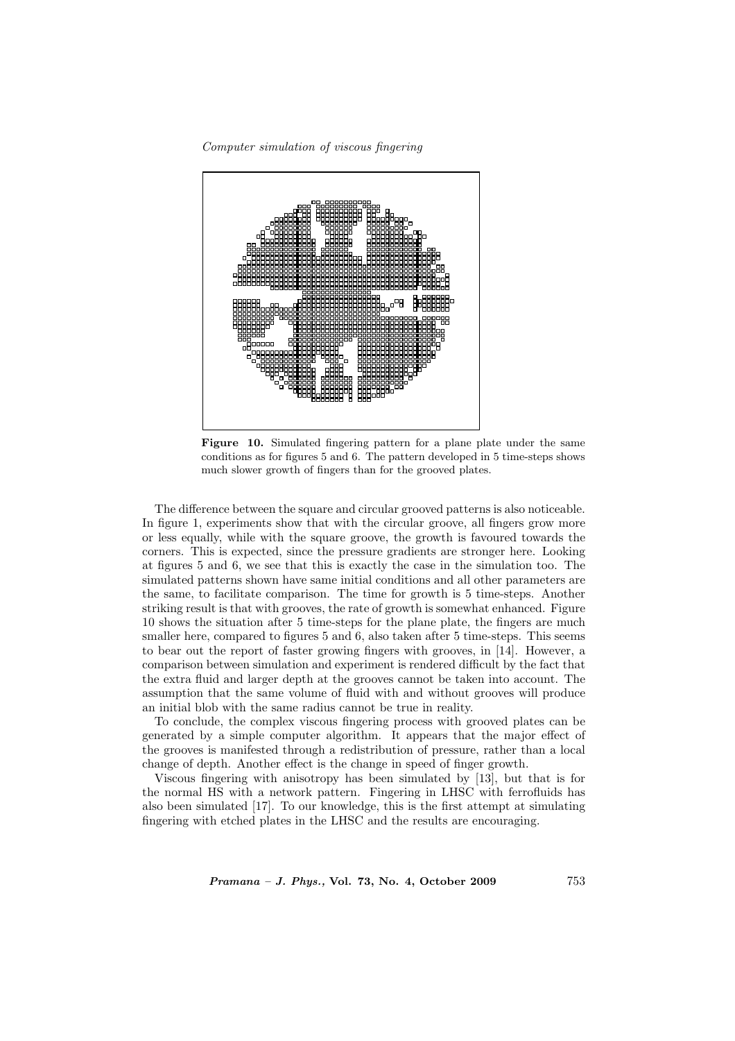**Figure 10.** Simulated fingering pattern for a plane plate under the same conditions as for figures 5 and 6. The pattern developed in 5 time-steps shows much slower growth of fingers than for the grooved plates.

The difference between the square and circular grooved patterns is also noticeable. In figure 1, experiments show that with the circular groove, all fingers grow more or less equally, while with the square groove, the growth is favoured towards the corners. This is expected, since the pressure gradients are stronger here. Looking at figures 5 and 6, we see that this is exactly the case in the simulation too. The simulated patterns shown have same initial conditions and all other parameters are the same, to facilitate comparison. The time for growth is 5 time-steps. Another striking result is that with grooves, the rate of growth is somewhat enhanced. Figure 10 shows the situation after 5 time-steps for the plane plate, the fingers are much smaller here, compared to figures 5 and 6, also taken after 5 time-steps. This seems to bear out the report of faster growing fingers with grooves, in [14]. However, a comparison between simulation and experiment is rendered difficult by the fact that the extra fluid and larger depth at the grooves cannot be taken into account. The assumption that the same volume of fluid with and without grooves will produce an initial blob with the same radius cannot be true in reality.

To conclude, the complex viscous fingering process with grooved plates can be generated by a simple computer algorithm. It appears that the major effect of the grooves is manifested through a redistribution of pressure, rather than a local change of depth. Another effect is the change in speed of finger growth.

Viscous fingering with anisotropy has been simulated by [13], but that is for the normal HS with a network pattern. Fingering in LHSC with ferrofluids has also been simulated [17]. To our knowledge, this is the first attempt at simulating fingering with etched plates in the LHSC and the results are encouraging.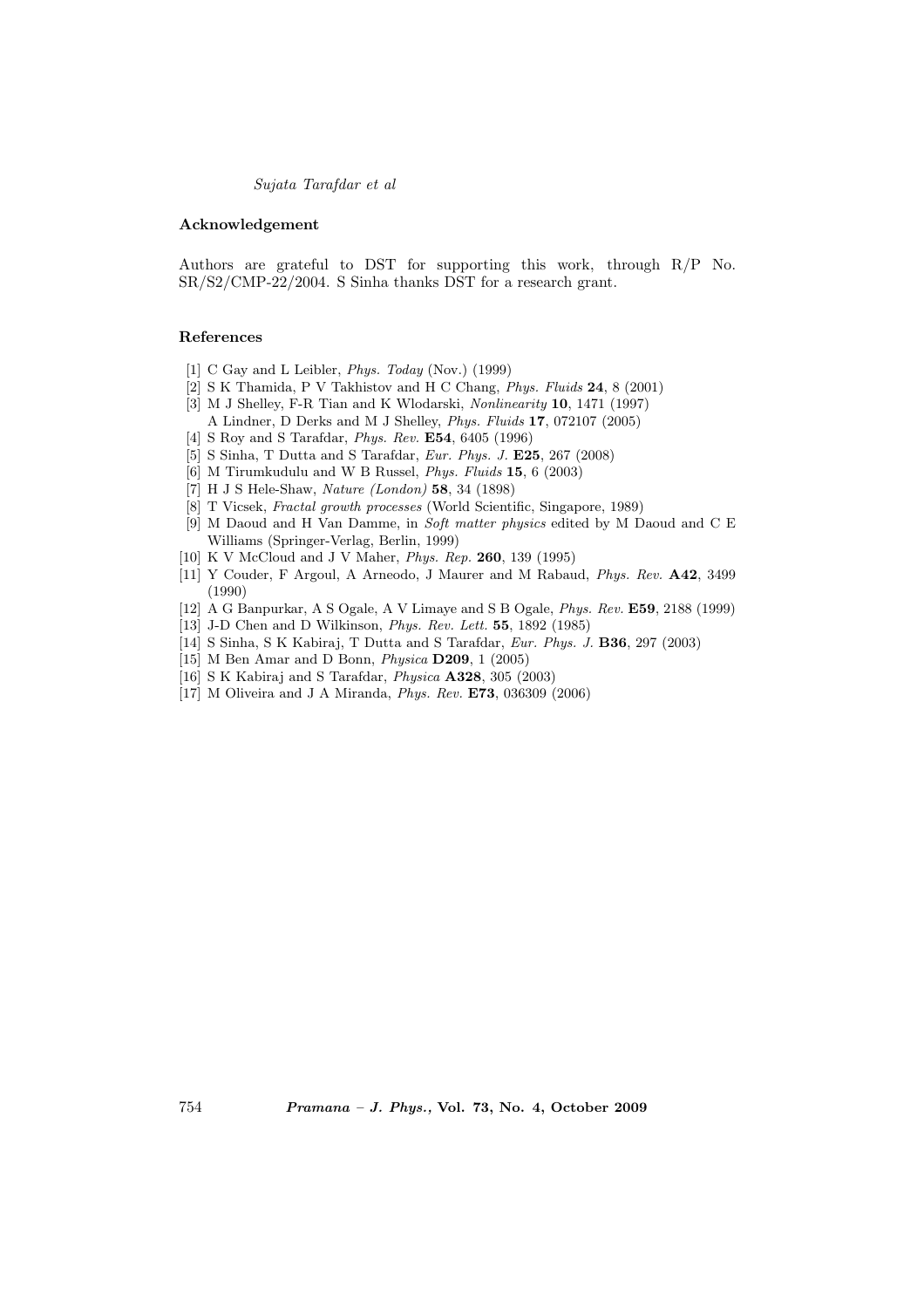### Acknowledgement

Authors are grateful to DST for supporting this work, through R/P No. SR/S2/CMP-22/2004. S Sinha thanks DST for a research grant.

### References

[1] C Gay and L Leibler, *Phys. Today* (Nov.) (1999)
[2] S K Thamida, P V Takhistov and H C Chang, *Phys. Fluids* **24**, 8 (2001)
[3] M J Shelley, F-R Tian and K Wlodarski, *Nonlinearity* **10**, 1471 (1997)
A Lindner, D Derks and M J Shelley, *Phys. Fluids* **17**, 072107 (2005)
[4] S Roy and S Tarafdar, *Phys. Rev.* **E54**, 6405 (1996)
[5] S Sinha, T Dutta and S Tarafdar, *Eur. Phys. J.* **E25**, 267 (2008)
[6] M Tirumkudulu and W B Russel, *Phys. Fluids* **15**, 6 (2003)
[7] H J S Hele-Shaw, *Nature (London)* **58**, 34 (1898)
[8] T Vicsek, *Fractal growth processes* (World Scientific, Singapore, 1989)
[9] M Daoud and H Van Damme, in *Soft matter physics* edited by M Daoud and C E Williams (Springer-Verlag, Berlin, 1999)
[10] K V McCloud and J V Maher, *Phys. Rep.* **260**, 139 (1995)
[11] Y Couder, F Argoul, A Arneodo, J Maurer and M Rabaud, *Phys. Rev.* **A42**, 3499 (1990)
[12] A G Banpurkar, A S Ogale, A V Limaye and S B Ogale, *Phys. Rev.* **E59**, 2188 (1999)
[13] J-D Chen and D Wilkinson, *Phys. Rev. Lett.* **55**, 1892 (1985)
[14] S Sinha, S K Kabiraj, T Dutta and S Tarafdar, *Eur. Phys. J.* **B36**, 297 (2003)
[15] M Ben Amar and D Bonn, *Physica* **D209**, 1 (2005)
[16] S K Kabiraj and S Tarafdar, *Physica* **A328**, 305 (2003)
[17] M Oliveira and J A Miranda, *Phys. Rev.* **E73**, 036309 (2006)